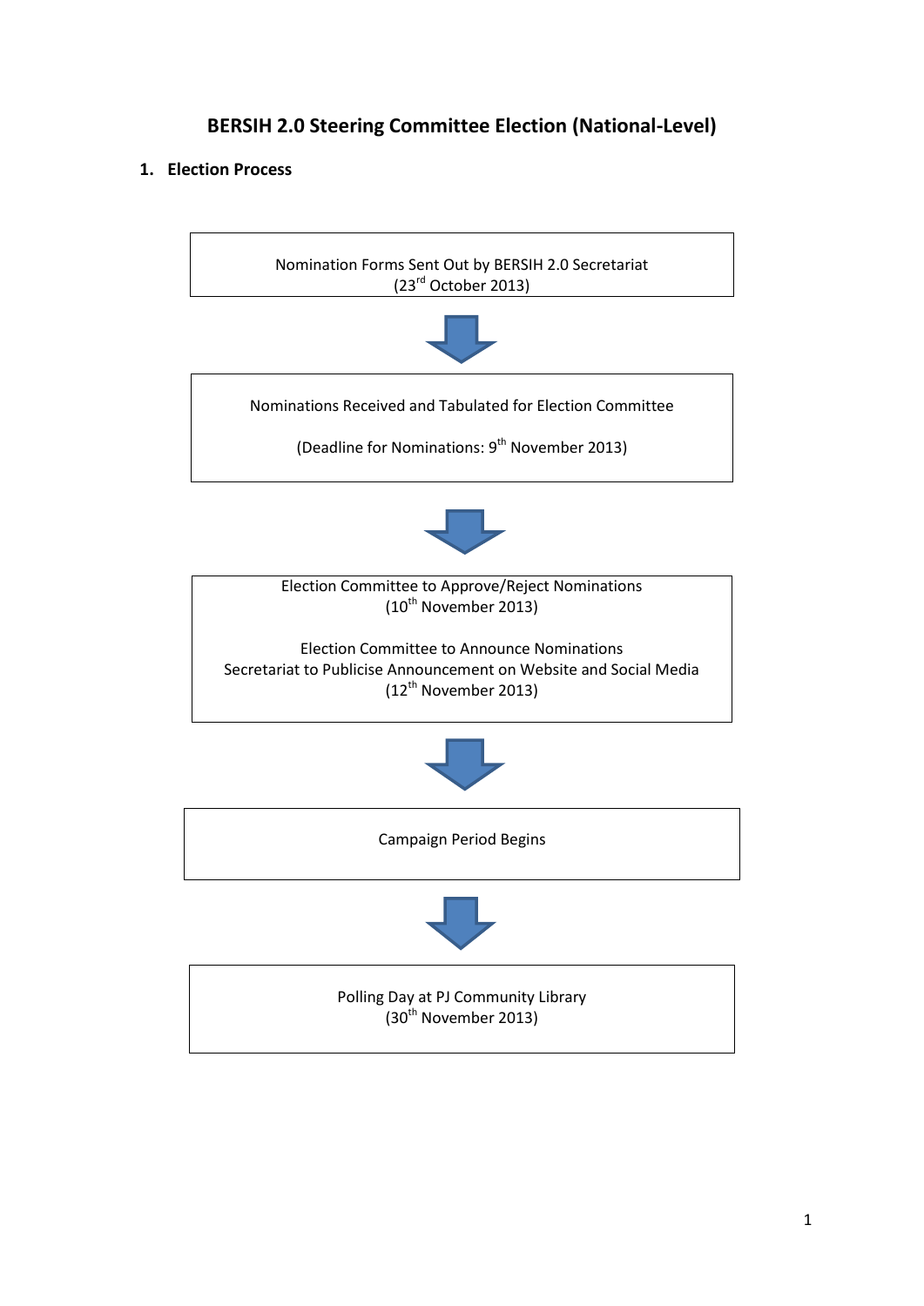# BERSIH 2.0 Steering Committee Election (National-Level)

## 1. Election Process

Nomination Forms Sent Out by BERSIH 2.0 Secretariat
(23rd October 2013)

↓

Nominations Received and Tabulated for Election Committee

(Deadline for Nominations: 9th November 2013)

↓

Election Committee to Approve/Reject Nominations
(10th November 2013)

Election Committee to Announce Nominations
Secretariat to Publicise Announcement on Website and Social Media
(12th November 2013)

↓

Campaign Period Begins

↓

Polling Day at PJ Community Library
(30th November 2013)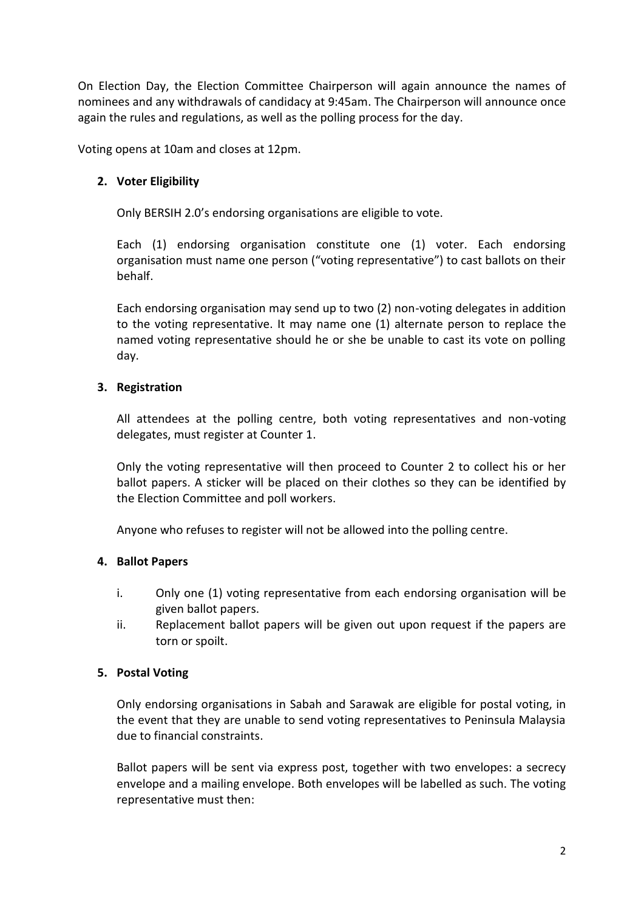On Election Day, the Election Committee Chairperson will again announce the names of nominees and any withdrawals of candidacy at 9:45am. The Chairperson will announce once again the rules and regulations, as well as the polling process for the day.

Voting opens at 10am and closes at 12pm.

2. **Voter Eligibility**

   Only BERSIH 2.0's endorsing organisations are eligible to vote.

   Each (1) endorsing organisation constitute one (1) voter. Each endorsing organisation must name one person ("voting representative") to cast ballots on their behalf.

   Each endorsing organisation may send up to two (2) non-voting delegates in addition to the voting representative. It may name one (1) alternate person to replace the named voting representative should he or she be unable to cast its vote on polling day.

3. **Registration**

   All attendees at the polling centre, both voting representatives and non-voting delegates, must register at Counter 1.

   Only the voting representative will then proceed to Counter 2 to collect his or her ballot papers. A sticker will be placed on their clothes so they can be identified by the Election Committee and poll workers.

   Anyone who refuses to register will not be allowed into the polling centre.

4. **Ballot Papers**

   i. Only one (1) voting representative from each endorsing organisation will be given ballot papers.
   ii. Replacement ballot papers will be given out upon request if the papers are torn or spoilt.

5. **Postal Voting**

   Only endorsing organisations in Sabah and Sarawak are eligible for postal voting, in the event that they are unable to send voting representatives to Peninsula Malaysia due to financial constraints.

   Ballot papers will be sent via express post, together with two envelopes: a secrecy envelope and a mailing envelope. Both envelopes will be labelled as such. The voting representative must then: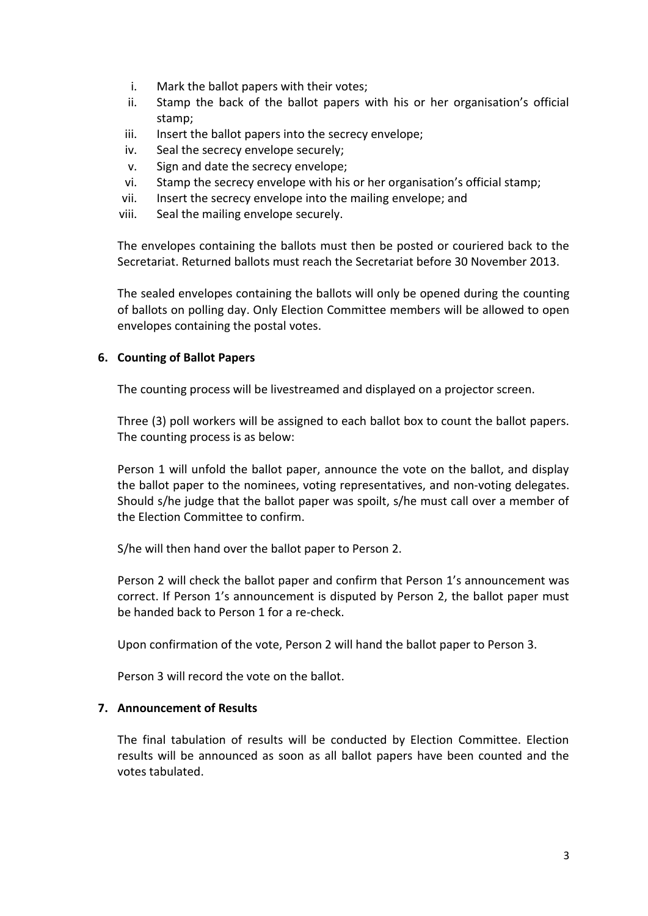i. Mark the ballot papers with their votes;
ii. Stamp the back of the ballot papers with his or her organisation's official stamp;
iii. Insert the ballot papers into the secrecy envelope;
iv. Seal the secrecy envelope securely;
v. Sign and date the secrecy envelope;
vi. Stamp the secrecy envelope with his or her organisation's official stamp;
vii. Insert the secrecy envelope into the mailing envelope; and
viii. Seal the mailing envelope securely.

The envelopes containing the ballots must then be posted or couriered back to the Secretariat. Returned ballots must reach the Secretariat before 30 November 2013.

The sealed envelopes containing the ballots will only be opened during the counting of ballots on polling day. Only Election Committee members will be allowed to open envelopes containing the postal votes.

## 6. Counting of Ballot Papers

The counting process will be livestreamed and displayed on a projector screen.

Three (3) poll workers will be assigned to each ballot box to count the ballot papers. The counting process is as below:

Person 1 will unfold the ballot paper, announce the vote on the ballot, and display the ballot paper to the nominees, voting representatives, and non-voting delegates. Should s/he judge that the ballot paper was spoilt, s/he must call over a member of the Election Committee to confirm.

S/he will then hand over the ballot paper to Person 2.

Person 2 will check the ballot paper and confirm that Person 1's announcement was correct. If Person 1's announcement is disputed by Person 2, the ballot paper must be handed back to Person 1 for a re-check.

Upon confirmation of the vote, Person 2 will hand the ballot paper to Person 3.

Person 3 will record the vote on the ballot.

## 7. Announcement of Results

The final tabulation of results will be conducted by Election Committee. Election results will be announced as soon as all ballot papers have been counted and the votes tabulated.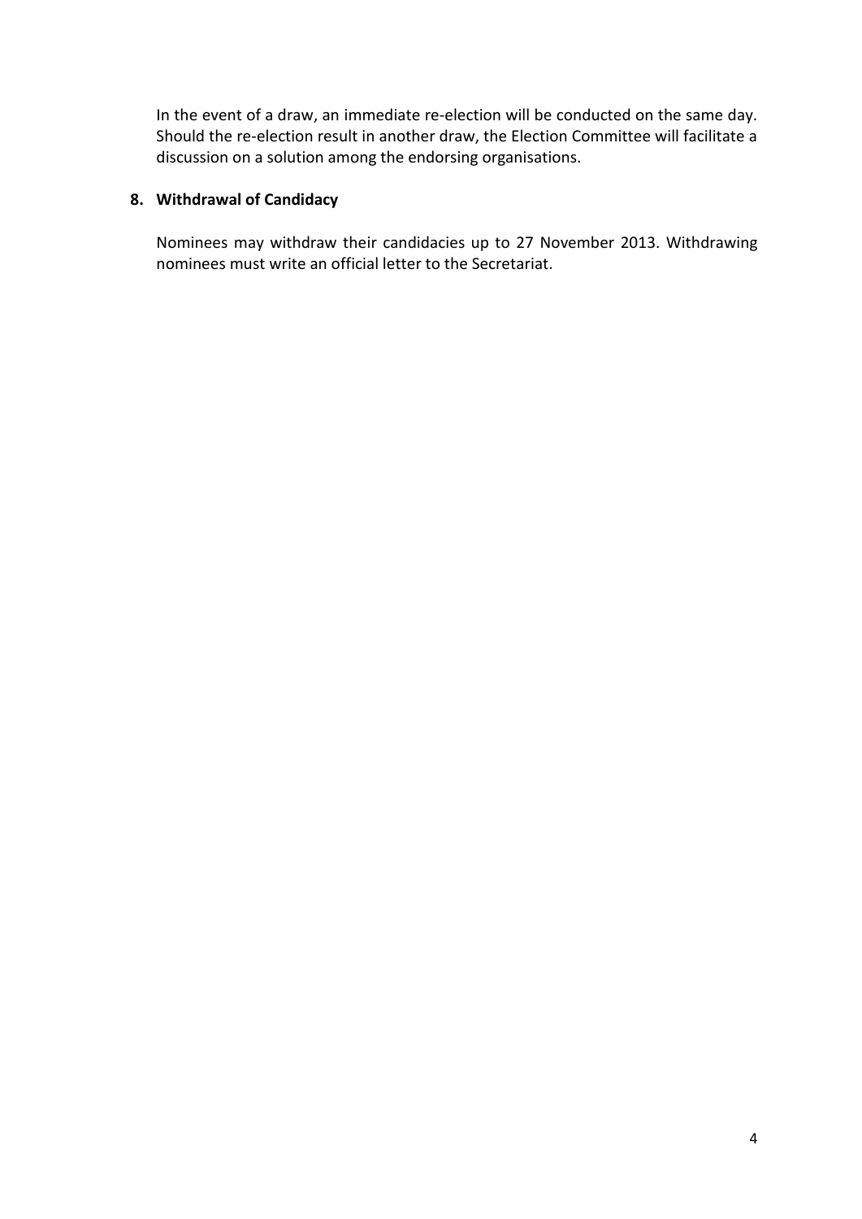In the event of a draw, an immediate re-election will be conducted on the same day. Should the re-election result in another draw, the Election Committee will facilitate a discussion on a solution among the endorsing organisations.

**8. Withdrawal of Candidacy**

Nominees may withdraw their candidacies up to 27 November 2013. Withdrawing nominees must write an official letter to the Secretariat.